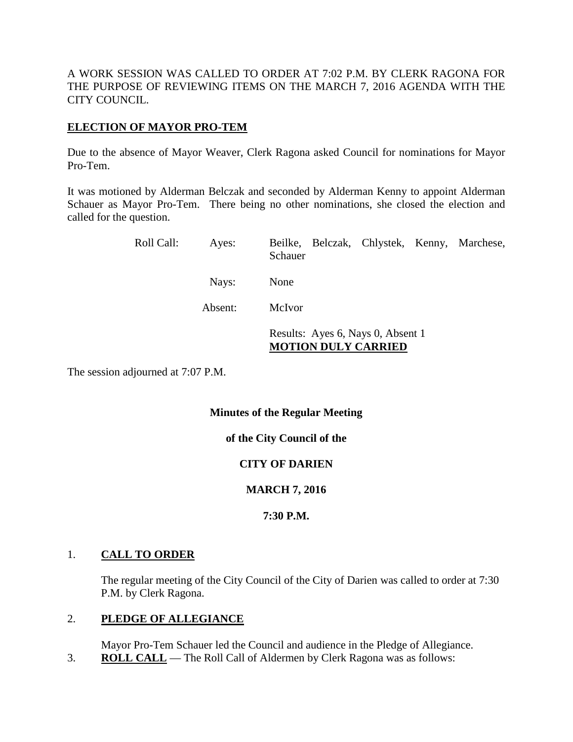A WORK SESSION WAS CALLED TO ORDER AT 7:02 P.M. BY CLERK RAGONA FOR THE PURPOSE OF REVIEWING ITEMS ON THE MARCH 7, 2016 AGENDA WITH THE CITY COUNCIL.

**ELECTION OF MAYOR PRO-TEM**

Due to the absence of Mayor Weaver, Clerk Ragona asked Council for nominations for Mayor Pro-Tem.

It was motioned by Alderman Belczak and seconded by Alderman Kenny to appoint Alderman Schauer as Mayor Pro-Tem. There being no other nominations, she closed the election and called for the question.

| | | |
|---|---|---|
| Roll Call: | Ayes: | Beilke, Belczak, Chlystek, Kenny, Marchese, Schauer |
| | Nays: | None |
| | Absent: | McIvor |
| | | Results: Ayes 6, Nays 0, Absent 1 **MOTION DULY CARRIED** |

The session adjourned at 7:07 P.M.

**Minutes of the Regular Meeting**

**of the City Council of the**

**CITY OF DARIEN**

**MARCH 7, 2016**

**7:30 P.M.**

1. **CALL TO ORDER**

   The regular meeting of the City Council of the City of Darien was called to order at 7:30 P.M. by Clerk Ragona.

2. **PLEDGE OF ALLEGIANCE**

   Mayor Pro-Tem Schauer led the Council and audience in the Pledge of Allegiance.

3. **ROLL CALL** — The Roll Call of Aldermen by Clerk Ragona was as follows: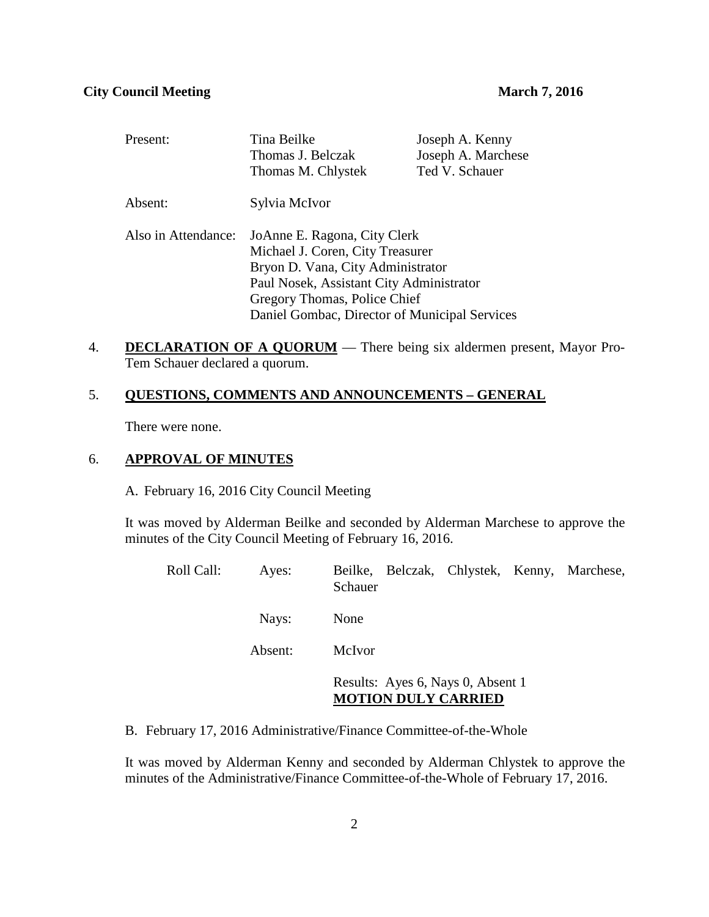**City Council Meeting** **March 7, 2016**

| Present: | Tina Beilke | Joseph A. Kenny |
|---|---|---|
| | Thomas J. Belczak | Joseph A. Marchese |
| | Thomas M. Chlystek | Ted V. Schauer |

Absent: Sylvia McIvor

Also in Attendance:
JoAnne E. Ragona, City Clerk
Michael J. Coren, City Treasurer
Bryon D. Vana, City Administrator
Paul Nosek, Assistant City Administrator
Gregory Thomas, Police Chief
Daniel Gombac, Director of Municipal Services

4. **DECLARATION OF A QUORUM** — There being six aldermen present, Mayor Pro-Tem Schauer declared a quorum.

5. **QUESTIONS, COMMENTS AND ANNOUNCEMENTS – GENERAL**

   There were none.

6. **APPROVAL OF MINUTES**

   A. February 16, 2016 City Council Meeting

   It was moved by Alderman Beilke and seconded by Alderman Marchese to approve the minutes of the City Council Meeting of February 16, 2016.

   Roll Call:
   Ayes: Beilke, Belczak, Chlystek, Kenny, Marchese, Schauer

   Nays: None

   Absent: McIvor

   Results: Ayes 6, Nays 0, Absent 1
   **MOTION DULY CARRIED**

   B. February 17, 2016 Administrative/Finance Committee-of-the-Whole

   It was moved by Alderman Kenny and seconded by Alderman Chlystek to approve the minutes of the Administrative/Finance Committee-of-the-Whole of February 17, 2016.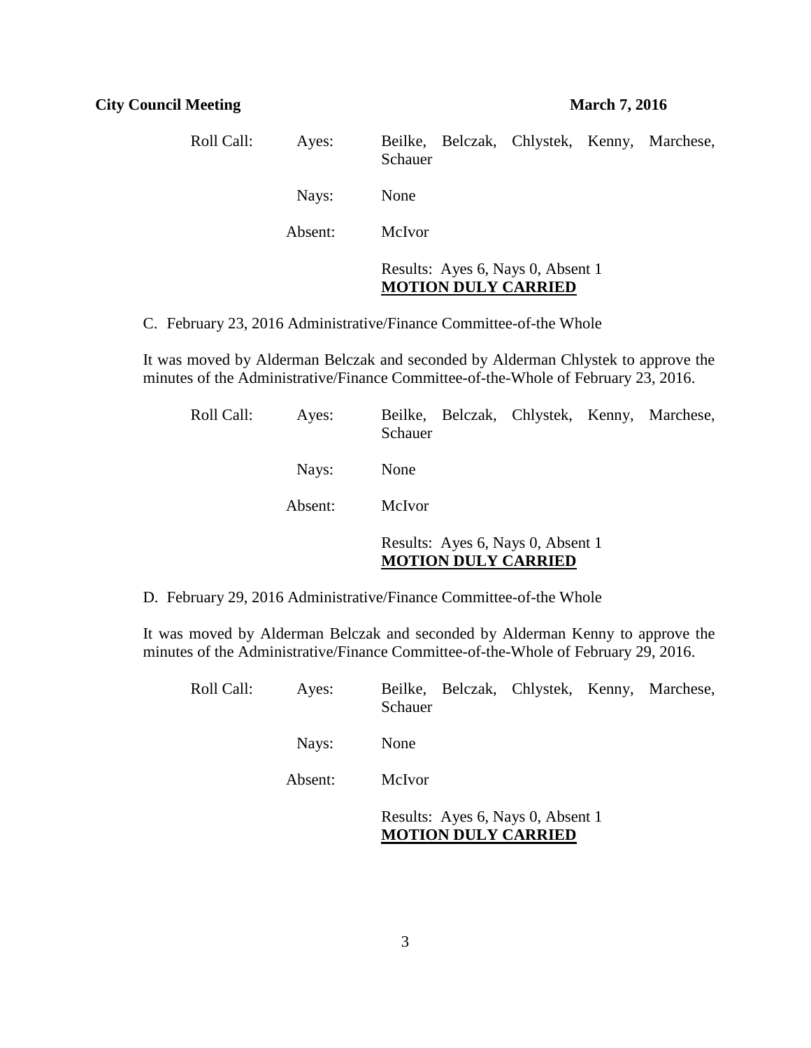| Roll Call: | Ayes: | Beilke, Belczak, Chlystek, Kenny, Marchese, Schauer |
|---|---|---|
| | Nays: | None |
| | Absent: | McIvor |
| | | Results: Ayes 6, Nays 0, Absent 1 **MOTION DULY CARRIED** |

C. February 23, 2016 Administrative/Finance Committee-of-the Whole

It was moved by Alderman Belczak and seconded by Alderman Chlystek to approve the minutes of the Administrative/Finance Committee-of-the-Whole of February 23, 2016.

| Roll Call: | Ayes: | Beilke, Belczak, Chlystek, Kenny, Marchese, Schauer |
|---|---|---|
| | Nays: | None |
| | Absent: | McIvor |
| | | Results: Ayes 6, Nays 0, Absent 1 **MOTION DULY CARRIED** |

D. February 29, 2016 Administrative/Finance Committee-of-the Whole

It was moved by Alderman Belczak and seconded by Alderman Kenny to approve the minutes of the Administrative/Finance Committee-of-the-Whole of February 29, 2016.

| Roll Call: | Ayes: | Beilke, Belczak, Chlystek, Kenny, Marchese, Schauer |
|---|---|---|
| | Nays: | None |
| | Absent: | McIvor |
| | | Results: Ayes 6, Nays 0, Absent 1 **MOTION DULY CARRIED** |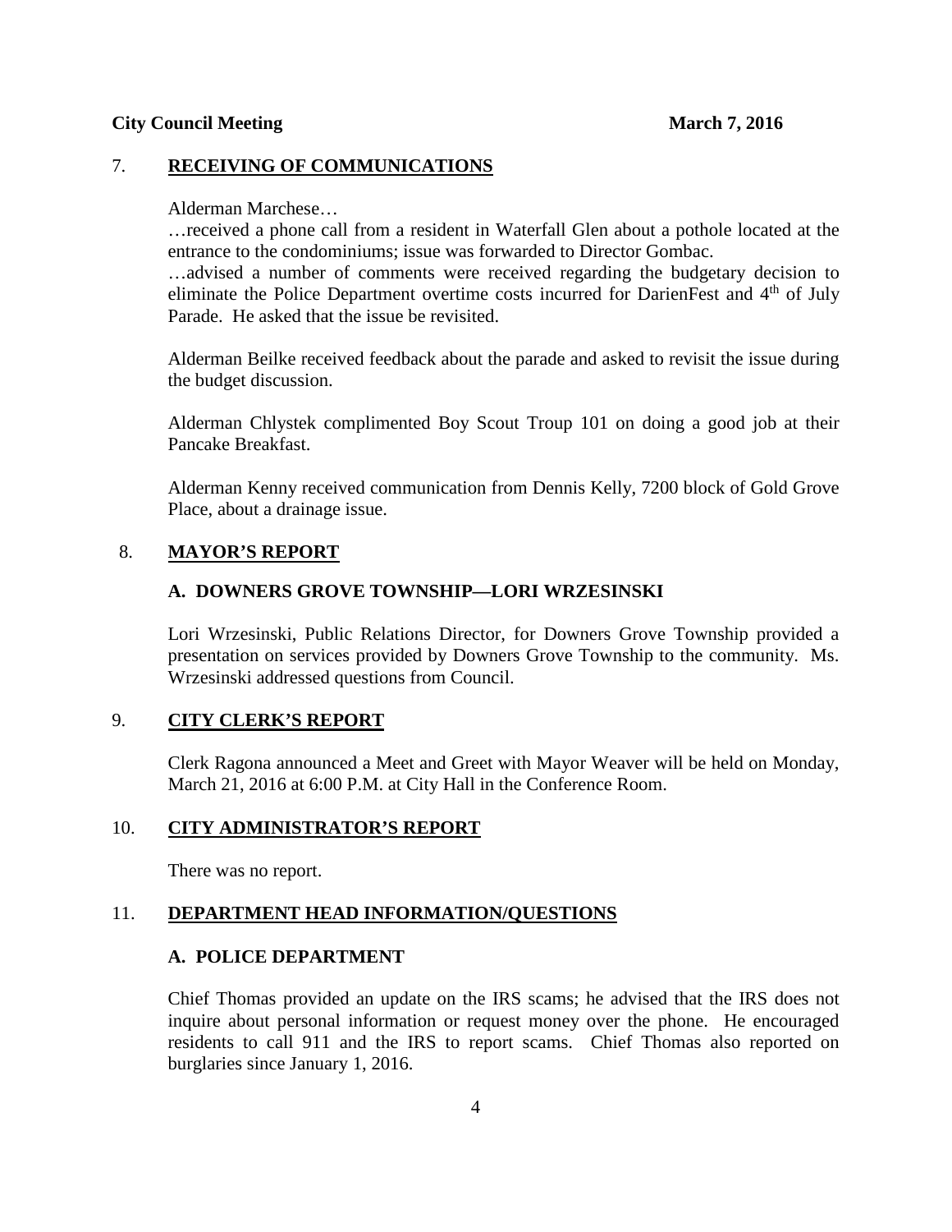## 7. RECEIVING OF COMMUNICATIONS

Alderman Marchese…

…received a phone call from a resident in Waterfall Glen about a pothole located at the entrance to the condominiums; issue was forwarded to Director Gombac.

…advised a number of comments were received regarding the budgetary decision to eliminate the Police Department overtime costs incurred for DarienFest and 4th of July Parade. He asked that the issue be revisited.

Alderman Beilke received feedback about the parade and asked to revisit the issue during the budget discussion.

Alderman Chlystek complimented Boy Scout Troup 101 on doing a good job at their Pancake Breakfast.

Alderman Kenny received communication from Dennis Kelly, 7200 block of Gold Grove Place, about a drainage issue.

## 8. MAYOR'S REPORT

### A. DOWNERS GROVE TOWNSHIP—LORI WRZESINSKI

Lori Wrzesinski, Public Relations Director, for Downers Grove Township provided a presentation on services provided by Downers Grove Township to the community. Ms. Wrzesinski addressed questions from Council.

## 9. CITY CLERK'S REPORT

Clerk Ragona announced a Meet and Greet with Mayor Weaver will be held on Monday, March 21, 2016 at 6:00 P.M. at City Hall in the Conference Room.

## 10. CITY ADMINISTRATOR'S REPORT

There was no report.

## 11. DEPARTMENT HEAD INFORMATION/QUESTIONS

### A. POLICE DEPARTMENT

Chief Thomas provided an update on the IRS scams; he advised that the IRS does not inquire about personal information or request money over the phone. He encouraged residents to call 911 and the IRS to report scams. Chief Thomas also reported on burglaries since January 1, 2016.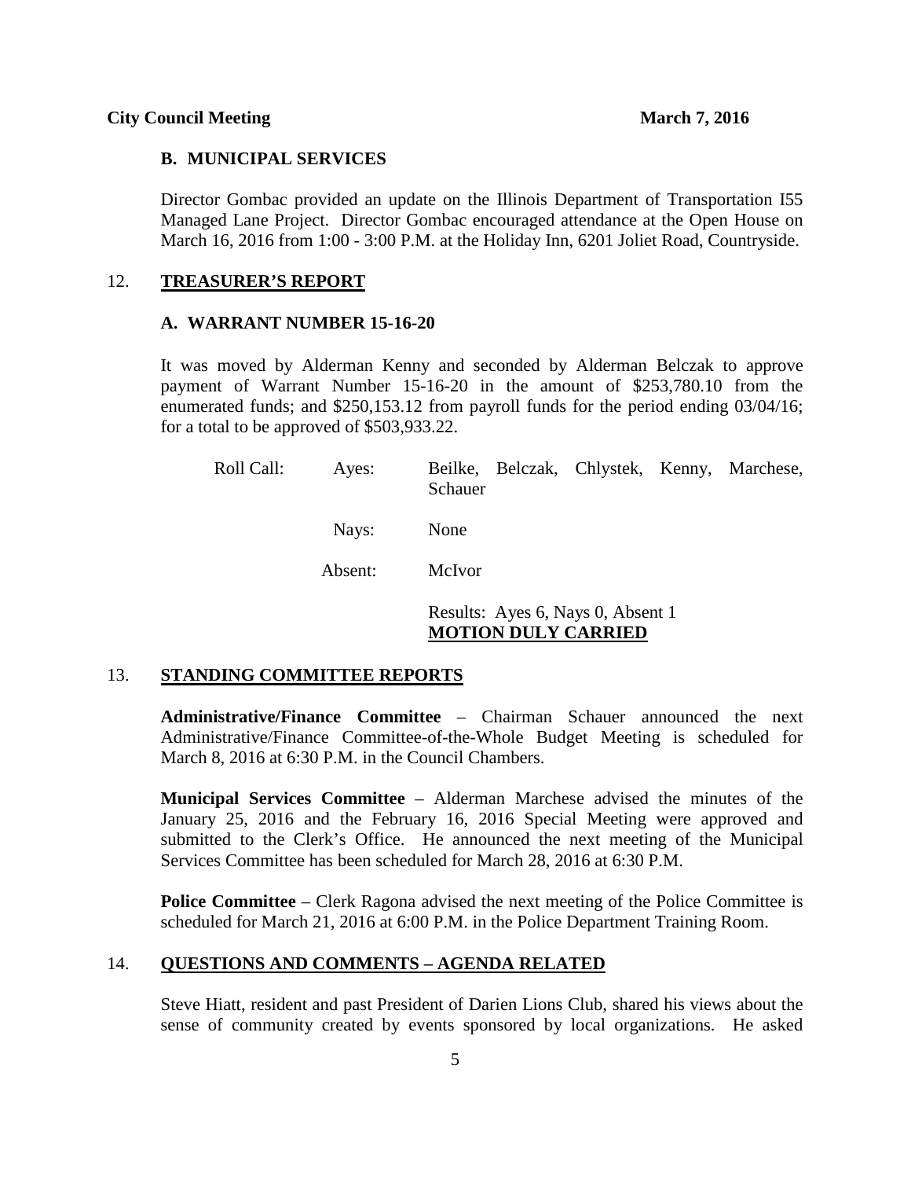### B. MUNICIPAL SERVICES

Director Gombac provided an update on the Illinois Department of Transportation I55 Managed Lane Project. Director Gombac encouraged attendance at the Open House on March 16, 2016 from 1:00 - 3:00 P.M. at the Holiday Inn, 6201 Joliet Road, Countryside.

## 12. TREASURER'S REPORT

### A. WARRANT NUMBER 15-16-20

It was moved by Alderman Kenny and seconded by Alderman Belczak to approve payment of Warrant Number 15-16-20 in the amount of $253,780.10 from the enumerated funds; and $250,153.12 from payroll funds for the period ending 03/04/16; for a total to be approved of $503,933.22.

Roll Call: Ayes: Beilke, Belczak, Chlystek, Kenny, Marchese, Schauer

Nays: None

Absent: McIvor

Results: Ayes 6, Nays 0, Absent 1
**MOTION DULY CARRIED**

## 13. STANDING COMMITTEE REPORTS

**Administrative/Finance Committee** – Chairman Schauer announced the next Administrative/Finance Committee-of-the-Whole Budget Meeting is scheduled for March 8, 2016 at 6:30 P.M. in the Council Chambers.

**Municipal Services Committee** – Alderman Marchese advised the minutes of the January 25, 2016 and the February 16, 2016 Special Meeting were approved and submitted to the Clerk's Office. He announced the next meeting of the Municipal Services Committee has been scheduled for March 28, 2016 at 6:30 P.M.

**Police Committee** – Clerk Ragona advised the next meeting of the Police Committee is scheduled for March 21, 2016 at 6:00 P.M. in the Police Department Training Room.

## 14. QUESTIONS AND COMMENTS – AGENDA RELATED

Steve Hiatt, resident and past President of Darien Lions Club, shared his views about the sense of community created by events sponsored by local organizations. He asked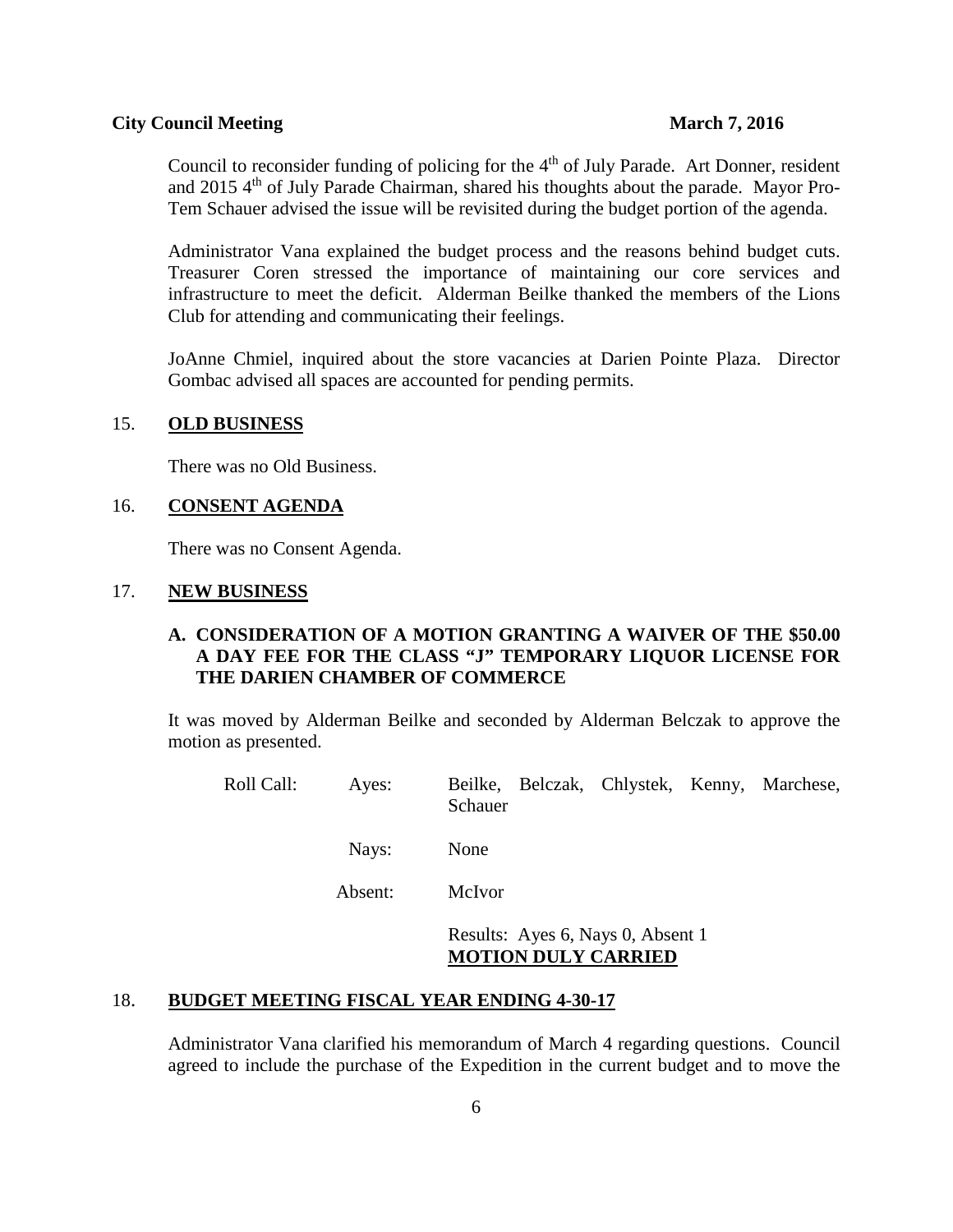Council to reconsider funding of policing for the 4th of July Parade. Art Donner, resident and 2015 4th of July Parade Chairman, shared his thoughts about the parade. Mayor Pro-Tem Schauer advised the issue will be revisited during the budget portion of the agenda.

Administrator Vana explained the budget process and the reasons behind budget cuts. Treasurer Coren stressed the importance of maintaining our core services and infrastructure to meet the deficit. Alderman Beilke thanked the members of the Lions Club for attending and communicating their feelings.

JoAnne Chmiel, inquired about the store vacancies at Darien Pointe Plaza. Director Gombac advised all spaces are accounted for pending permits.

## 15. **OLD BUSINESS**

There was no Old Business.

## 16. **CONSENT AGENDA**

There was no Consent Agenda.

## 17. **NEW BUSINESS**

### A. CONSIDERATION OF A MOTION GRANTING A WAIVER OF THE $50.00 A DAY FEE FOR THE CLASS "J" TEMPORARY LIQUOR LICENSE FOR THE DARIEN CHAMBER OF COMMERCE

It was moved by Alderman Beilke and seconded by Alderman Belczak to approve the motion as presented.

Roll Call: Ayes: Beilke, Belczak, Chlystek, Kenny, Marchese, Schauer

Nays: None

Absent: McIvor

Results: Ayes 6, Nays 0, Absent 1
**MOTION DULY CARRIED**

## 18. **BUDGET MEETING FISCAL YEAR ENDING 4-30-17**

Administrator Vana clarified his memorandum of March 4 regarding questions. Council agreed to include the purchase of the Expedition in the current budget and to move the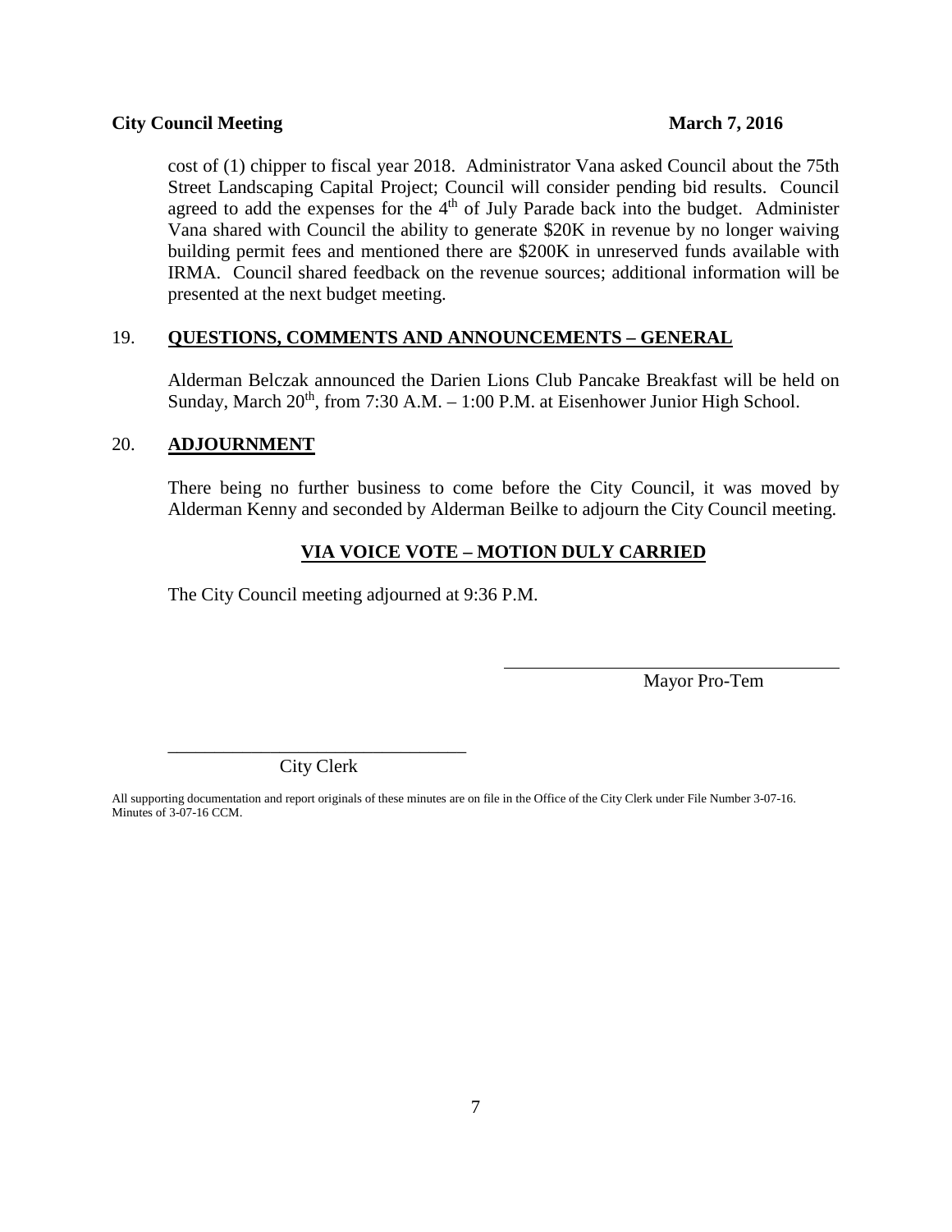cost of (1) chipper to fiscal year 2018. Administrator Vana asked Council about the 75th Street Landscaping Capital Project; Council will consider pending bid results. Council agreed to add the expenses for the 4th of July Parade back into the budget. Administer Vana shared with Council the ability to generate $20K in revenue by no longer waiving building permit fees and mentioned there are $200K in unreserved funds available with IRMA. Council shared feedback on the revenue sources; additional information will be presented at the next budget meeting.

19. **QUESTIONS, COMMENTS AND ANNOUNCEMENTS – GENERAL**

Alderman Belczak announced the Darien Lions Club Pancake Breakfast will be held on Sunday, March 20th, from 7:30 A.M. – 1:00 P.M. at Eisenhower Junior High School.

20. **ADJOURNMENT**

There being no further business to come before the City Council, it was moved by Alderman Kenny and seconded by Alderman Beilke to adjourn the City Council meeting.

**VIA VOICE VOTE – MOTION DULY CARRIED**

The City Council meeting adjourned at 9:36 P.M.

\_\_\_\_\_\_\_\_\_\_\_\_\_\_\_\_\_\_\_\_\_\_\_\_\_\_\_\_\_\_\_\_\_\_\_\_
Mayor Pro-Tem

\_\_\_\_\_\_\_\_\_\_\_\_\_\_\_\_\_\_\_\_\_\_\_\_\_\_\_\_\_\_\_\_\_\_\_\_
City Clerk

All supporting documentation and report originals of these minutes are on file in the Office of the City Clerk under File Number 3-07-16.
Minutes of 3-07-16 CCM.